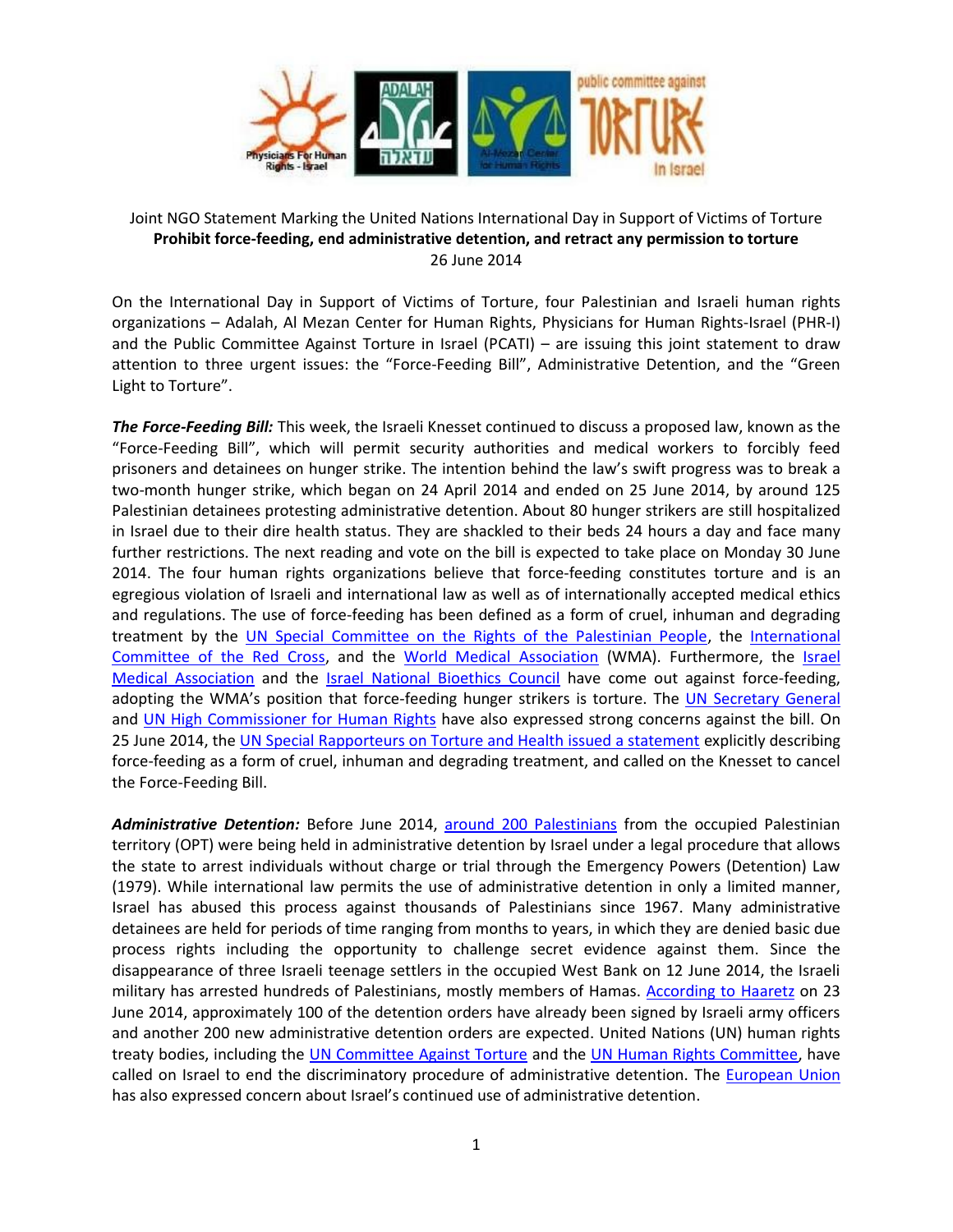Joint NGO Statement Marking the United Nations International Day in Support of Victims of Torture

**Prohibit force-feeding, end administrative detention, and retract any permission to torture**

26 June 2014

On the International Day in Support of Victims of Torture, four Palestinian and Israeli human rights organizations – Adalah, Al Mezan Center for Human Rights, Physicians for Human Rights-Israel (PHR-I) and the Public Committee Against Torture in Israel (PCATI) – are issuing this joint statement to draw attention to three urgent issues: the "Force-Feeding Bill", Administrative Detention, and the "Green Light to Torture".

***The Force-Feeding Bill:*** This week, the Israeli Knesset continued to discuss a proposed law, known as the "Force-Feeding Bill", which will permit security authorities and medical workers to forcibly feed prisoners and detainees on hunger strike. The intention behind the law's swift progress was to break a two-month hunger strike, which began on 24 April 2014 and ended on 25 June 2014, by around 125 Palestinian detainees protesting administrative detention. About 80 hunger strikers are still hospitalized in Israel due to their dire health status. They are shackled to their beds 24 hours a day and face many further restrictions. The next reading and vote on the bill is expected to take place on Monday 30 June 2014. The four human rights organizations believe that force-feeding constitutes torture and is an egregious violation of Israeli and international law as well as of internationally accepted medical ethics and regulations. The use of force-feeding has been defined as a form of cruel, inhuman and degrading treatment by the UN Special Committee on the Rights of the Palestinian People, the International Committee of the Red Cross, and the World Medical Association (WMA). Furthermore, the Israel Medical Association and the Israel National Bioethics Council have come out against force-feeding, adopting the WMA's position that force-feeding hunger strikers is torture. The UN Secretary General and UN High Commissioner for Human Rights have also expressed strong concerns against the bill. On 25 June 2014, the UN Special Rapporteurs on Torture and Health issued a statement explicitly describing force-feeding as a form of cruel, inhuman and degrading treatment, and called on the Knesset to cancel the Force-Feeding Bill.

***Administrative Detention:*** Before June 2014, around 200 Palestinians from the occupied Palestinian territory (OPT) were being held in administrative detention by Israel under a legal procedure that allows the state to arrest individuals without charge or trial through the Emergency Powers (Detention) Law (1979). While international law permits the use of administrative detention in only a limited manner, Israel has abused this process against thousands of Palestinians since 1967. Many administrative detainees are held for periods of time ranging from months to years, in which they are denied basic due process rights including the opportunity to challenge secret evidence against them. Since the disappearance of three Israeli teenage settlers in the occupied West Bank on 12 June 2014, the Israeli military has arrested hundreds of Palestinians, mostly members of Hamas. According to Haaretz on 23 June 2014, approximately 100 of the detention orders have already been signed by Israeli army officers and another 200 new administrative detention orders are expected. United Nations (UN) human rights treaty bodies, including the UN Committee Against Torture and the UN Human Rights Committee, have called on Israel to end the discriminatory procedure of administrative detention. The European Union has also expressed concern about Israel's continued use of administrative detention.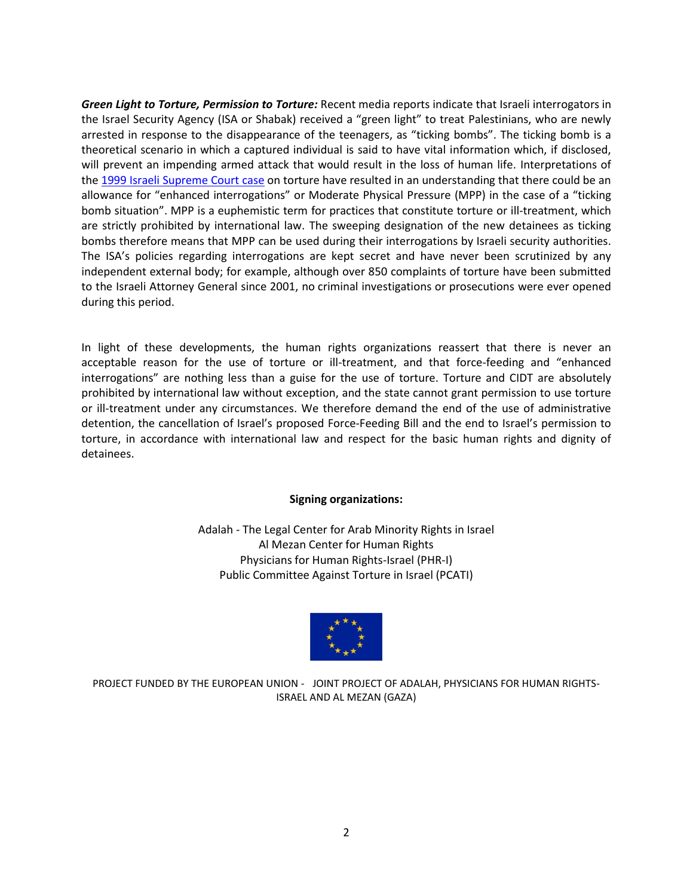***Green Light to Torture, Permission to Torture:*** Recent media reports indicate that Israeli interrogators in the Israel Security Agency (ISA or Shabak) received a "green light" to treat Palestinians, who are newly arrested in response to the disappearance of the teenagers, as "ticking bombs". The ticking bomb is a theoretical scenario in which a captured individual is said to have vital information which, if disclosed, will prevent an impending armed attack that would result in the loss of human life. Interpretations of the 1999 Israeli Supreme Court case on torture have resulted in an understanding that there could be an allowance for "enhanced interrogations" or Moderate Physical Pressure (MPP) in the case of a "ticking bomb situation". MPP is a euphemistic term for practices that constitute torture or ill-treatment, which are strictly prohibited by international law. The sweeping designation of the new detainees as ticking bombs therefore means that MPP can be used during their interrogations by Israeli security authorities. The ISA's policies regarding interrogations are kept secret and have never been scrutinized by any independent external body; for example, although over 850 complaints of torture have been submitted to the Israeli Attorney General since 2001, no criminal investigations or prosecutions were ever opened during this period.

In light of these developments, the human rights organizations reassert that there is never an acceptable reason for the use of torture or ill-treatment, and that force-feeding and "enhanced interrogations" are nothing less than a guise for the use of torture. Torture and CIDT are absolutely prohibited by international law without exception, and the state cannot grant permission to use torture or ill-treatment under any circumstances. We therefore demand the end of the use of administrative detention, the cancellation of Israel's proposed Force-Feeding Bill and the end to Israel's permission to torture, in accordance with international law and respect for the basic human rights and dignity of detainees.

**Signing organizations:**

Adalah - The Legal Center for Arab Minority Rights in Israel
Al Mezan Center for Human Rights
Physicians for Human Rights-Israel (PHR-I)
Public Committee Against Torture in Israel (PCATI)

PROJECT FUNDED BY THE EUROPEAN UNION - JOINT PROJECT OF ADALAH, PHYSICIANS FOR HUMAN RIGHTS-ISRAEL AND AL MEZAN (GAZA)